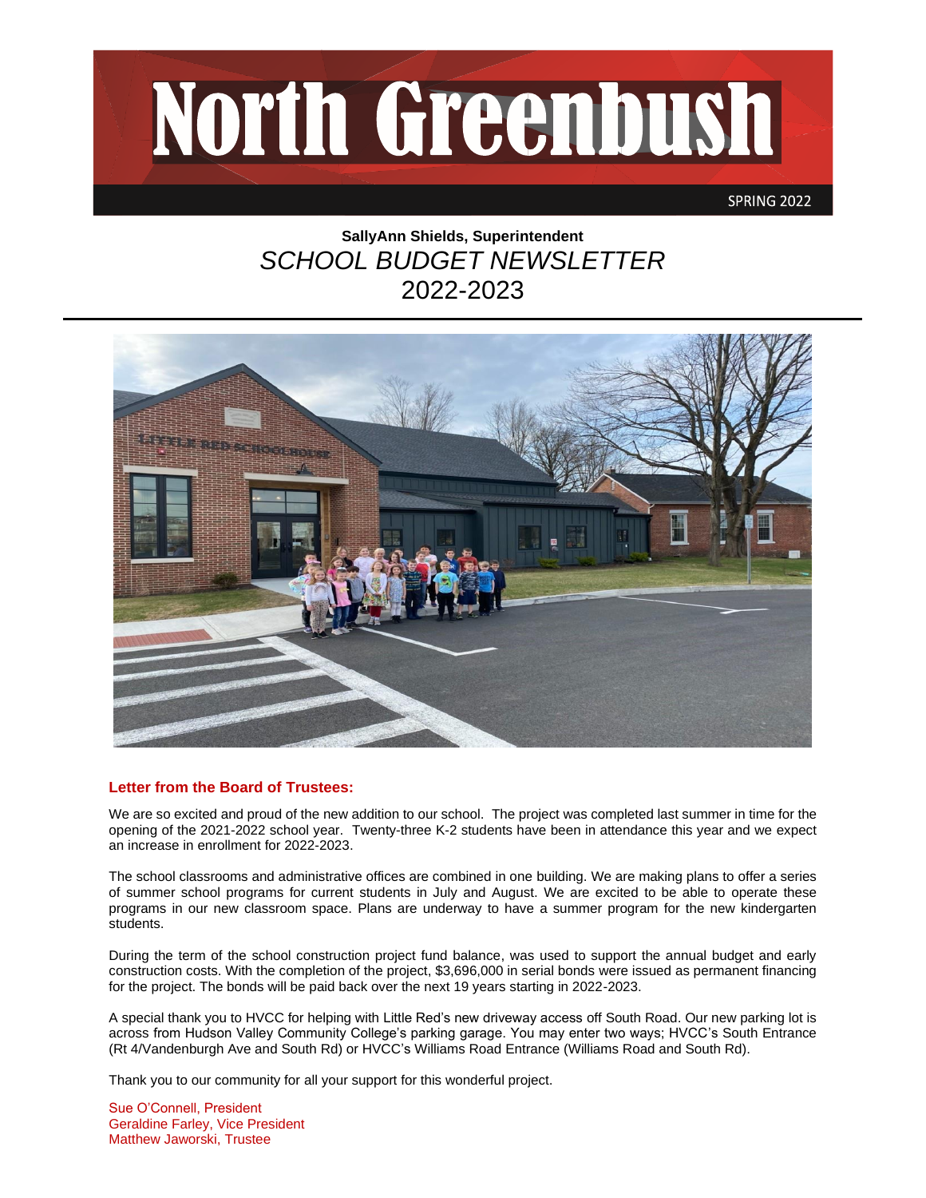# North Greenbush

SPRING 2022

**SallyAnn Shields, Superintendent**

*SCHOOL BUDGET NEWSLETTER*

2022-2023

---

## Letter from the Board of Trustees:

We are so excited and proud of the new addition to our school. The project was completed last summer in time for the opening of the 2021-2022 school year. Twenty-three K-2 students have been in attendance this year and we expect an increase in enrollment for 2022-2023.

The school classrooms and administrative offices are combined in one building. We are making plans to offer a series of summer school programs for current students in July and August. We are excited to be able to operate these programs in our new classroom space. Plans are underway to have a summer program for the new kindergarten students.

During the term of the school construction project fund balance, was used to support the annual budget and early construction costs. With the completion of the project, $3,696,000 in serial bonds were issued as permanent financing for the project. The bonds will be paid back over the next 19 years starting in 2022-2023.

A special thank you to HVCC for helping with Little Red's new driveway access off South Road. Our new parking lot is across from Hudson Valley Community College's parking garage. You may enter two ways; HVCC's South Entrance (Rt 4/Vandenburgh Ave and South Rd) or HVCC's Williams Road Entrance (Williams Road and South Rd).

Thank you to our community for all your support for this wonderful project.

Sue O'Connell, President
Geraldine Farley, Vice President
Matthew Jaworski, Trustee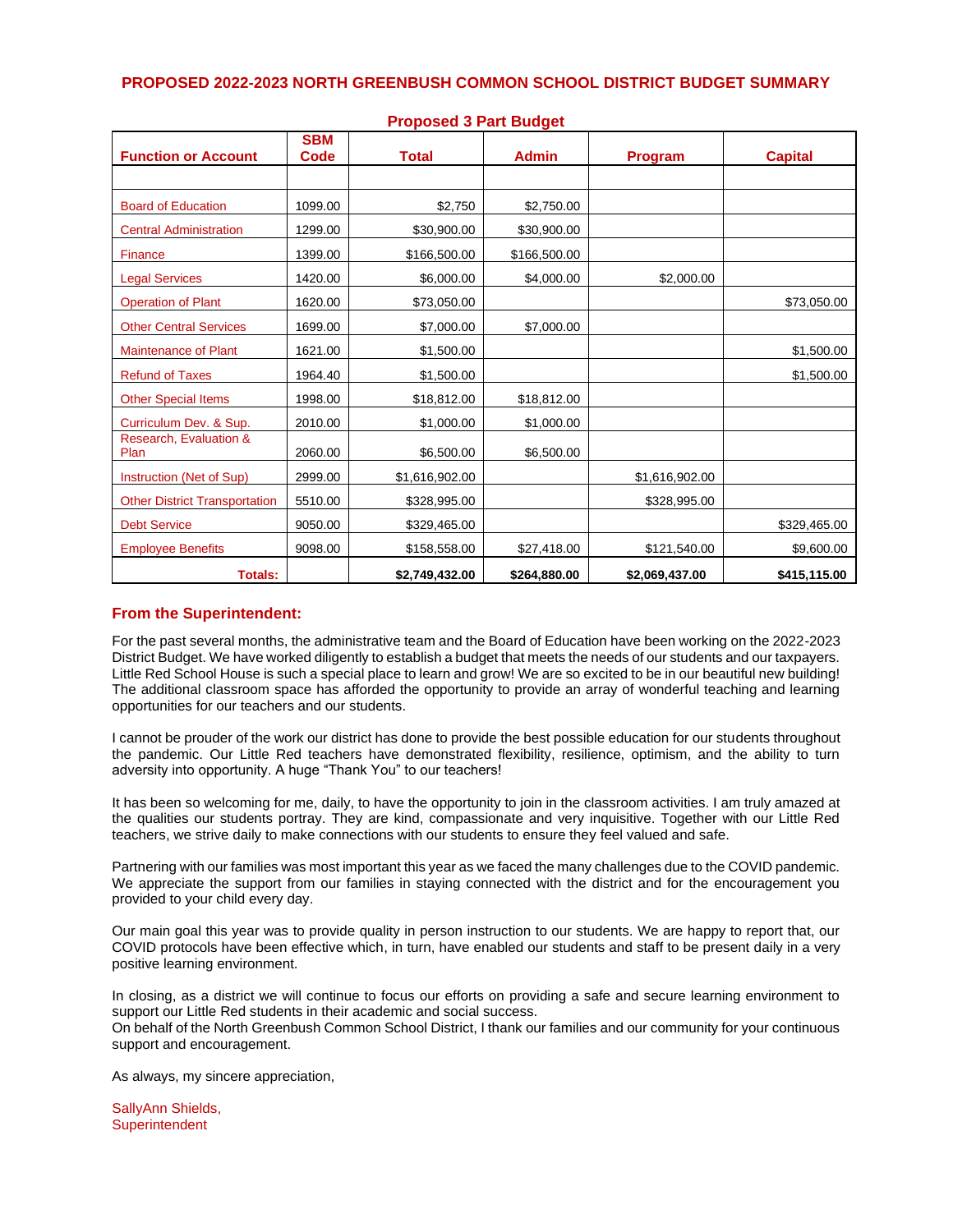## PROPOSED 2022-2023 NORTH GREENBUSH COMMON SCHOOL DISTRICT BUDGET SUMMARY

### Proposed 3 Part Budget

| Function or Account | SBM Code | Total | Admin | Program | Capital |
|---|---|---|---|---|---|
| | | | | | |
| Board of Education | 1099.00 | $2,750 | $2,750.00 | | |
| Central Administration | 1299.00 | $30,900.00 | $30,900.00 | | |
| Finance | 1399.00 | $166,500.00 | $166,500.00 | | |
| Legal Services | 1420.00 | $6,000.00 | $4,000.00 | $2,000.00 | |
| Operation of Plant | 1620.00 | $73,050.00 | | | $73,050.00 |
| Other Central Services | 1699.00 | $7,000.00 | $7,000.00 | | |
| Maintenance of Plant | 1621.00 | $1,500.00 | | | $1,500.00 |
| Refund of Taxes | 1964.40 | $1,500.00 | | | $1,500.00 |
| Other Special Items | 1998.00 | $18,812.00 | $18,812.00 | | |
| Curriculum Dev. & Sup. | 2010.00 | $1,000.00 | $1,000.00 | | |
| Research, Evaluation & Plan | 2060.00 | $6,500.00 | $6,500.00 | | |
| Instruction (Net of Sup) | 2999.00 | $1,616,902.00 | | $1,616,902.00 | |
| Other District Transportation | 5510.00 | $328,995.00 | | $328,995.00 | |
| Debt Service | 9050.00 | $329,465.00 | | | $329,465.00 |
| Employee Benefits | 9098.00 | $158,558.00 | $27,418.00 | $121,540.00 | $9,600.00 |
| **Totals:** | | **$2,749,432.00** | **$264,880.00** | **$2,069,437.00** | **$415,115.00** |

### From the Superintendent:

For the past several months, the administrative team and the Board of Education have been working on the 2022-2023 District Budget. We have worked diligently to establish a budget that meets the needs of our students and our taxpayers. Little Red School House is such a special place to learn and grow! We are so excited to be in our beautiful new building! The additional classroom space has afforded the opportunity to provide an array of wonderful teaching and learning opportunities for our teachers and our students.

I cannot be prouder of the work our district has done to provide the best possible education for our students throughout the pandemic. Our Little Red teachers have demonstrated flexibility, resilience, optimism, and the ability to turn adversity into opportunity. A huge "Thank You" to our teachers!

It has been so welcoming for me, daily, to have the opportunity to join in the classroom activities. I am truly amazed at the qualities our students portray. They are kind, compassionate and very inquisitive. Together with our Little Red teachers, we strive daily to make connections with our students to ensure they feel valued and safe.

Partnering with our families was most important this year as we faced the many challenges due to the COVID pandemic. We appreciate the support from our families in staying connected with the district and for the encouragement you provided to your child every day.

Our main goal this year was to provide quality in person instruction to our students. We are happy to report that, our COVID protocols have been effective which, in turn, have enabled our students and staff to be present daily in a very positive learning environment.

In closing, as a district we will continue to focus our efforts on providing a safe and secure learning environment to support our Little Red students in their academic and social success.
On behalf of the North Greenbush Common School District, I thank our families and our community for your continuous support and encouragement.

As always, my sincere appreciation,

SallyAnn Shields,
Superintendent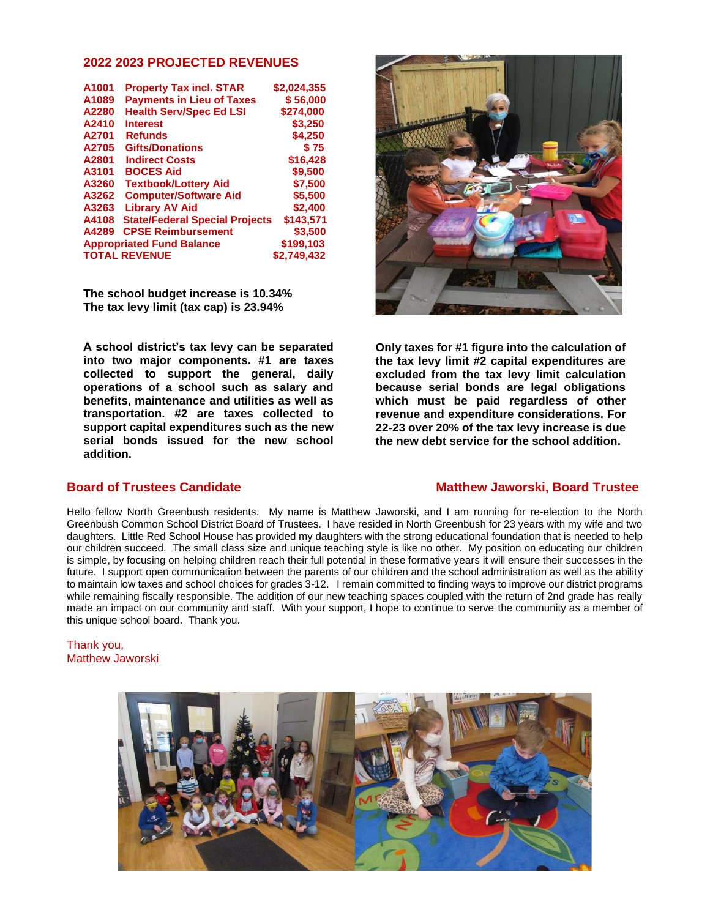## 2022 2023 PROJECTED REVENUES

| Code | Description | Amount |
| --- | --- | --- |
| A1001 | Property Tax incl. STAR | $2,024,355 |
| A1089 | Payments in Lieu of Taxes | $ 56,000 |
| A2280 | Health Serv/Spec Ed LSI | $274,000 |
| A2410 | Interest | $3,250 |
| A2701 | Refunds | $4,250 |
| A2705 | Gifts/Donations | $ 75 |
| A2801 | Indirect Costs | $16,428 |
| A3101 | BOCES Aid | $9,500 |
| A3260 | Textbook/Lottery Aid | $7,500 |
| A3262 | Computer/Software Aid | $5,500 |
| A3263 | Library AV Aid | $2,400 |
| A4108 | State/Federal Special Projects | $143,571 |
| A4289 | CPSE Reimbursement | $3,500 |
| Appropriated Fund Balance | | $199,103 |
| TOTAL REVENUE | | $2,749,432 |

**The school budget increase is 10.34%**
**The tax levy limit (tax cap) is 23.94%**

**A school district's tax levy can be separated into two major components. #1 are taxes collected to support the general, daily operations of a school such as salary and benefits, maintenance and utilities as well as transportation. #2 are taxes collected to support capital expenditures such as the new serial bonds issued for the new school addition.**

**Only taxes for #1 figure into the calculation of the tax levy limit #2 capital expenditures are excluded from the tax levy limit calculation because serial bonds are legal obligations which must be paid regardless of other revenue and expenditure considerations. For 22-23 over 20% of the tax levy increase is due the new debt service for the school addition.**

## Board of Trustees Candidate — Matthew Jaworski, Board Trustee

Hello fellow North Greenbush residents. My name is Matthew Jaworski, and I am running for re-election to the North Greenbush Common School District Board of Trustees. I have resided in North Greenbush for 23 years with my wife and two daughters. Little Red School House has provided my daughters with the strong educational foundation that is needed to help our children succeed. The small class size and unique teaching style is like no other. My position on educating our children is simple, by focusing on helping children reach their full potential in these formative years it will ensure their successes in the future. I support open communication between the parents of our children and the school administration as well as the ability to maintain low taxes and school choices for grades 3-12. I remain committed to finding ways to improve our district programs while remaining fiscally responsible. The addition of our new teaching spaces coupled with the return of 2nd grade has really made an impact on our community and staff. With your support, I hope to continue to serve the community as a member of this unique school board. Thank you.

Thank you,
Matthew Jaworski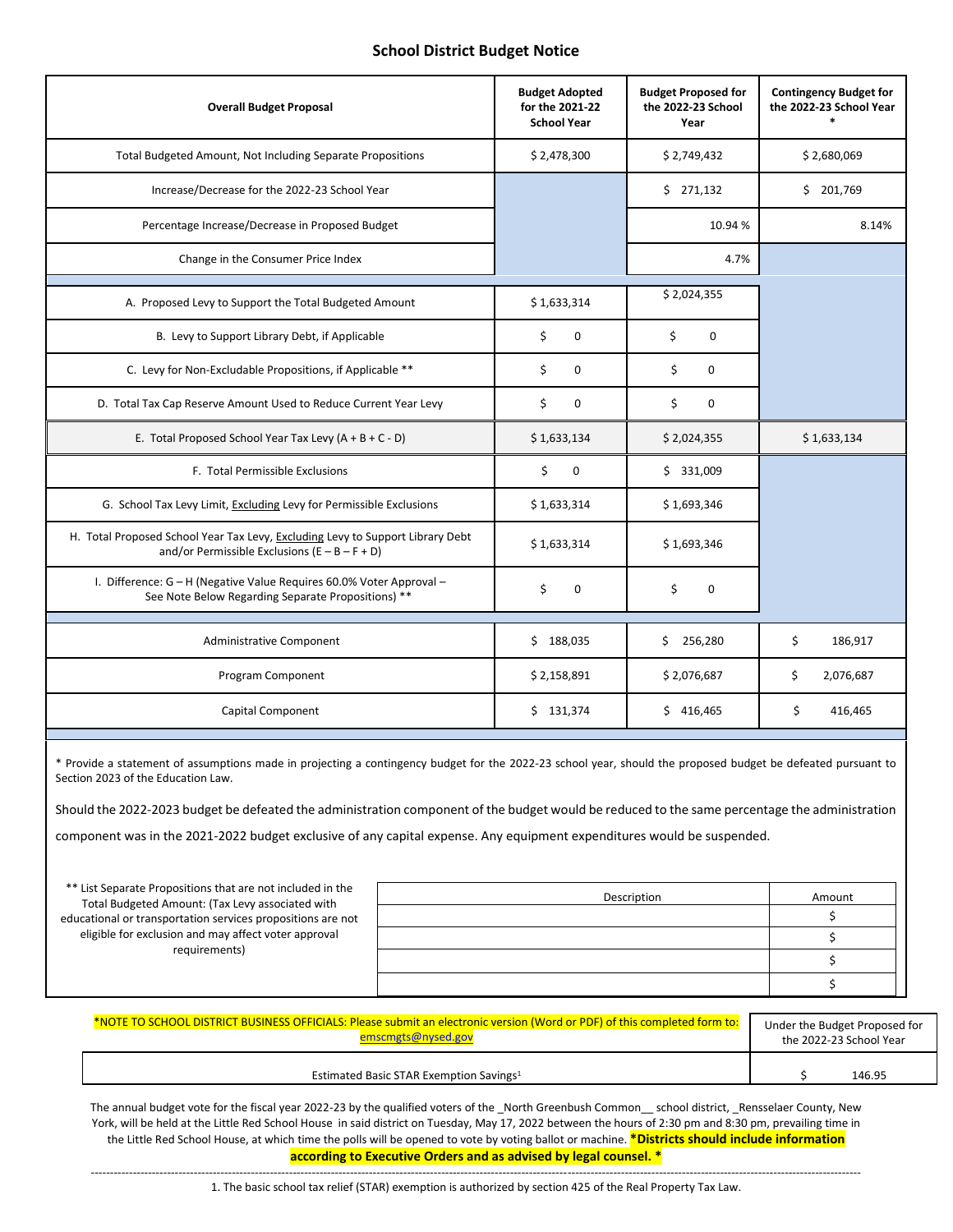## School District Budget Notice

| Overall Budget Proposal | Budget Adopted for the 2021-22 School Year | Budget Proposed for the 2022-23 School Year | Contingency Budget for the 2022-23 School Year * |
|---|---|---|---|
| Total Budgeted Amount, Not Including Separate Propositions | $ 2,478,300 | $ 2,749,432 | $ 2,680,069 |
| Increase/Decrease for the 2022-23 School Year | | $ 271,132 | $ 201,769 |
| Percentage Increase/Decrease in Proposed Budget | | 10.94 % | 8.14% |
| Change in the Consumer Price Index | | 4.7% | |
| A. Proposed Levy to Support the Total Budgeted Amount | $ 1,633,314 | $ 2,024,355 | |
| B. Levy to Support Library Debt, if Applicable | $ 0 | $ 0 | |
| C. Levy for Non-Excludable Propositions, if Applicable ** | $ 0 | $ 0 | |
| D. Total Tax Cap Reserve Amount Used to Reduce Current Year Levy | $ 0 | $ 0 | |
| E. Total Proposed School Year Tax Levy (A + B + C - D) | $ 1,633,134 | $ 2,024,355 | $ 1,633,134 |
| F. Total Permissible Exclusions | $ 0 | $ 331,009 | |
| G. School Tax Levy Limit, Excluding Levy for Permissible Exclusions | $ 1,633,314 | $ 1,693,346 | |
| H. Total Proposed School Year Tax Levy, Excluding Levy to Support Library Debt and/or Permissible Exclusions (E – B – F + D) | $ 1,633,314 | $ 1,693,346 | |
| I. Difference: G – H (Negative Value Requires 60.0% Voter Approval – See Note Below Regarding Separate Propositions) ** | $ 0 | $ 0 | |
| Administrative Component | $ 188,035 | $ 256,280 | $ 186,917 |
| Program Component | $ 2,158,891 | $ 2,076,687 | $ 2,076,687 |
| Capital Component | $ 131,374 | $ 416,465 | $ 416,465 |

* Provide a statement of assumptions made in projecting a contingency budget for the 2022-23 school year, should the proposed budget be defeated pursuant to Section 2023 of the Education Law.

Should the 2022-2023 budget be defeated the administration component of the budget would be reduced to the same percentage the administration component was in the 2021-2022 budget exclusive of any capital expense. Any equipment expenditures would be suspended.

** List Separate Propositions that are not included in the Total Budgeted Amount: (Tax Levy associated with educational or transportation services propositions are not eligible for exclusion and may affect voter approval requirements)

| Description | Amount |
|---|---|
| | $ |
| | $ |
| | $ |
| | $ |

*NOTE TO SCHOOL DISTRICT BUSINESS OFFICIALS: Please submit an electronic version (Word or PDF) of this completed form to: emscmgts@nysed.gov

| | Under the Budget Proposed for the 2022-23 School Year |
|---|---|
| Estimated Basic STAR Exemption Savings[1] | $ 146.95 |

The annual budget vote for the fiscal year 2022-23 by the qualified voters of the _North Greenbush Common__ school district, _Rensselaer County, New York, will be held at the Little Red School House in said district on Tuesday, May 17, 2022 between the hours of 2:30 pm and 8:30 pm, prevailing time in the Little Red School House, at which time the polls will be opened to vote by voting ballot or machine. **\*Districts should include information according to Executive Orders and as advised by legal counsel. \***

---

1. The basic school tax relief (STAR) exemption is authorized by section 425 of the Real Property Tax Law.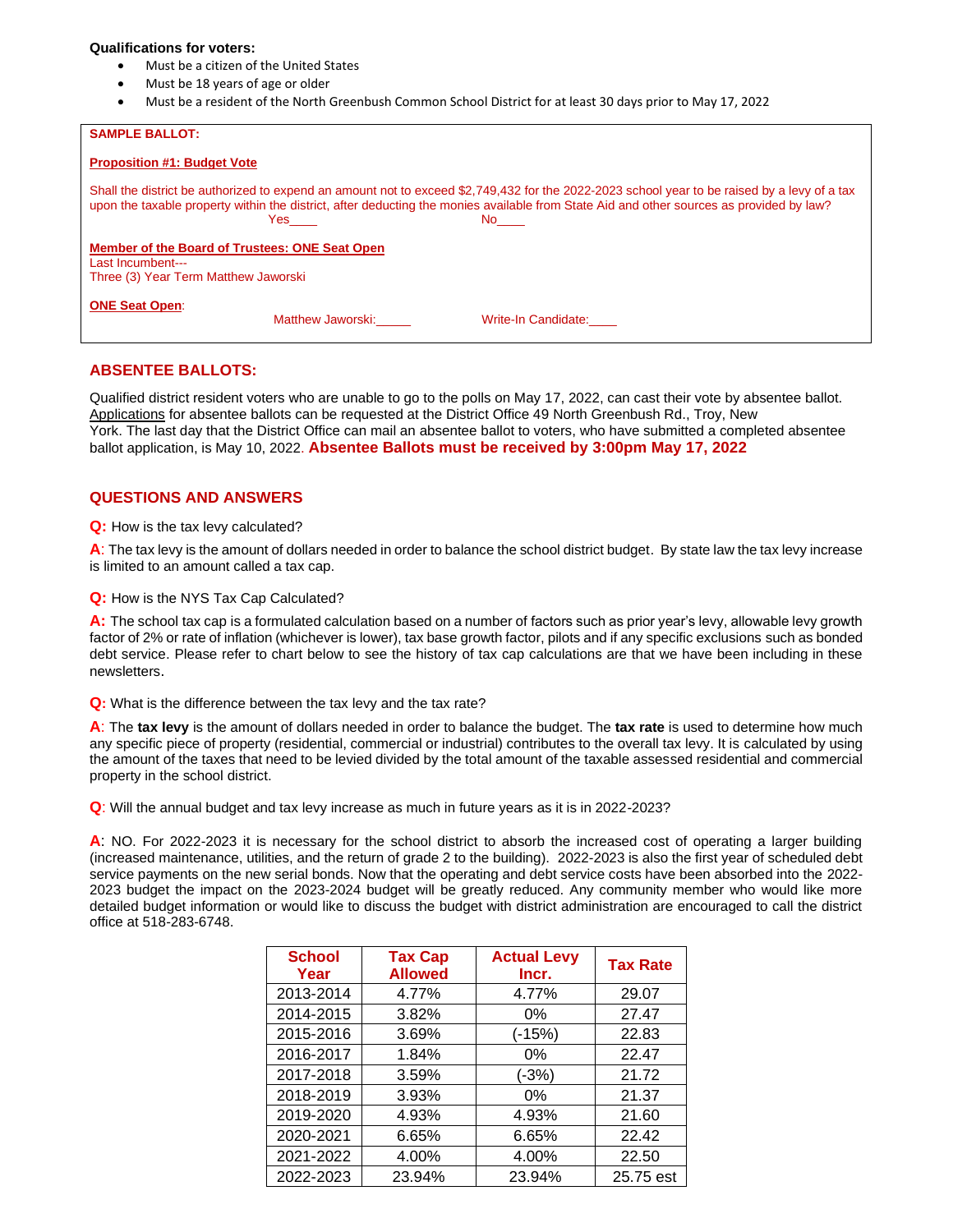**Qualifications for voters:**

- Must be a citizen of the United States
- Must be 18 years of age or older
- Must be a resident of the North Greenbush Common School District for at least 30 days prior to May 17, 2022

**SAMPLE BALLOT:**

**Proposition #1: Budget Vote**

Shall the district be authorized to expend an amount not to exceed $2,749,432 for the 2022-2023 school year to be raised by a levy of a tax upon the taxable property within the district, after deducting the monies available from State Aid and other sources as provided by law?

Yes____ No____

**Member of the Board of Trustees: ONE Seat Open**

Last Incumbent---
Three (3) Year Term Matthew Jaworski

**ONE Seat Open**:

Matthew Jaworski:_____ Write-In Candidate:____

## ABSENTEE BALLOTS:

Qualified district resident voters who are unable to go to the polls on May 17, 2022, can cast their vote by absentee ballot. Applications for absentee ballots can be requested at the District Office 49 North Greenbush Rd., Troy, New York. The last day that the District Office can mail an absentee ballot to voters, who have submitted a completed absentee ballot application, is May 10, 2022. **Absentee Ballots must be received by 3:00pm May 17, 2022**

## QUESTIONS AND ANSWERS

**Q:** How is the tax levy calculated?

**A**: The tax levy is the amount of dollars needed in order to balance the school district budget. By state law the tax levy increase is limited to an amount called a tax cap.

**Q:** How is the NYS Tax Cap Calculated?

**A:** The school tax cap is a formulated calculation based on a number of factors such as prior year's levy, allowable levy growth factor of 2% or rate of inflation (whichever is lower), tax base growth factor, pilots and if any specific exclusions such as bonded debt service. Please refer to chart below to see the history of tax cap calculations are that we have been including in these newsletters.

**Q:** What is the difference between the tax levy and the tax rate?

**A**: The **tax levy** is the amount of dollars needed in order to balance the budget. The **tax rate** is used to determine how much any specific piece of property (residential, commercial or industrial) contributes to the overall tax levy. It is calculated by using the amount of the taxes that need to be levied divided by the total amount of the taxable assessed residential and commercial property in the school district.

**Q**: Will the annual budget and tax levy increase as much in future years as it is in 2022-2023?

**A**: NO. For 2022-2023 it is necessary for the school district to absorb the increased cost of operating a larger building (increased maintenance, utilities, and the return of grade 2 to the building). 2022-2023 is also the first year of scheduled debt service payments on the new serial bonds. Now that the operating and debt service costs have been absorbed into the 2022-2023 budget the impact on the 2023-2024 budget will be greatly reduced. Any community member who would like more detailed budget information or would like to discuss the budget with district administration are encouraged to call the district office at 518-283-6748.

| School Year | Tax Cap Allowed | Actual Levy Incr. | Tax Rate |
|---|---|---|---|
| 2013-2014 | 4.77% | 4.77% | 29.07 |
| 2014-2015 | 3.82% | 0% | 27.47 |
| 2015-2016 | 3.69% | (-15%) | 22.83 |
| 2016-2017 | 1.84% | 0% | 22.47 |
| 2017-2018 | 3.59% | (-3%) | 21.72 |
| 2018-2019 | 3.93% | 0% | 21.37 |
| 2019-2020 | 4.93% | 4.93% | 21.60 |
| 2020-2021 | 6.65% | 6.65% | 22.42 |
| 2021-2022 | 4.00% | 4.00% | 22.50 |
| 2022-2023 | 23.94% | 23.94% | 25.75 est |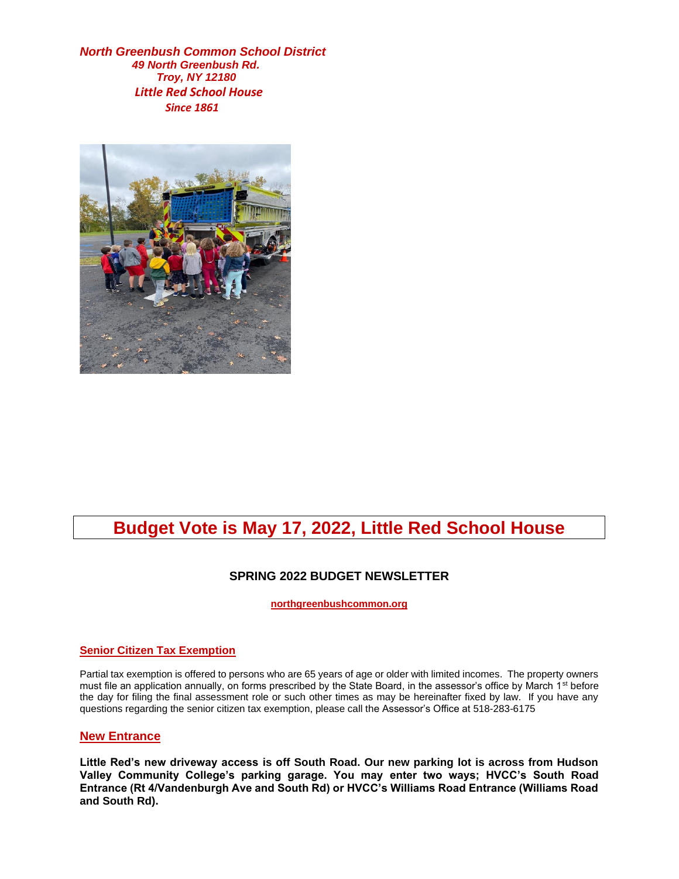*North Greenbush Common School District*
*49 North Greenbush Rd.*
*Troy, NY 12180*
*Little Red School House*
*Since 1861*

# Budget Vote is May 17, 2022, Little Red School House

**SPRING 2022 BUDGET NEWSLETTER**

northgreenbushcommon.org

## Senior Citizen Tax Exemption

Partial tax exemption is offered to persons who are 65 years of age or older with limited incomes. The property owners must file an application annually, on forms prescribed by the State Board, in the assessor's office by March 1st before the day for filing the final assessment role or such other times as may be hereinafter fixed by law. If you have any questions regarding the senior citizen tax exemption, please call the Assessor's Office at 518-283-6175

## New Entrance

**Little Red's new driveway access is off South Road. Our new parking lot is across from Hudson Valley Community College's parking garage. You may enter two ways; HVCC's South Road Entrance (Rt 4/Vandenburgh Ave and South Rd) or HVCC's Williams Road Entrance (Williams Road and South Rd).**